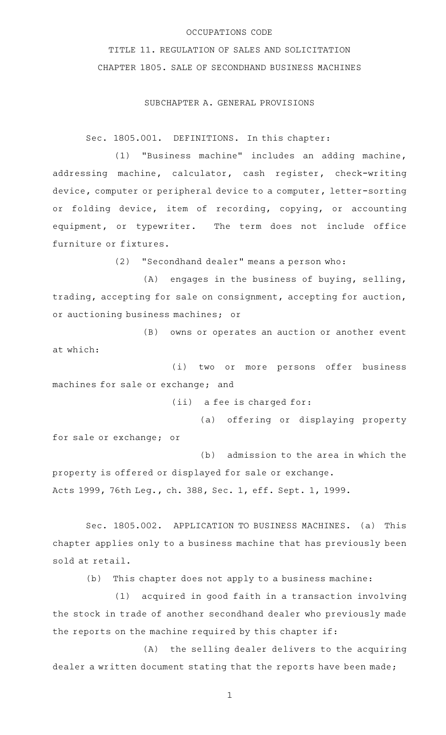OCCUPATIONS CODE

TITLE 11. REGULATION OF SALES AND SOLICITATION

CHAPTER 1805. SALE OF SECONDHAND BUSINESS MACHINES

SUBCHAPTER A. GENERAL PROVISIONS

Sec. 1805.001. DEFINITIONS. In this chapter:

(1) "Business machine" includes an adding machine, addressing machine, calculator, cash register, check-writing device, computer or peripheral device to a computer, letter-sorting or folding device, item of recording, copying, or accounting equipment, or typewriter. The term does not include office furniture or fixtures.

(2) "Secondhand dealer" means a person who:

(A) engages in the business of buying, selling, trading, accepting for sale on consignment, accepting for auction, or auctioning business machines; or

(B) owns or operates an auction or another event at which:

(i) two or more persons offer business machines for sale or exchange; and

(ii) a fee is charged for:

(a) offering or displaying property for sale or exchange; or

(b) admission to the area in which the property is offered or displayed for sale or exchange.

Acts 1999, 76th Leg., ch. 388, Sec. 1, eff. Sept. 1, 1999.

Sec. 1805.002. APPLICATION TO BUSINESS MACHINES. (a) This chapter applies only to a business machine that has previously been sold at retail.

(b) This chapter does not apply to a business machine:

(1) acquired in good faith in a transaction involving the stock in trade of another secondhand dealer who previously made the reports on the machine required by this chapter if:

(A) the selling dealer delivers to the acquiring dealer a written document stating that the reports have been made;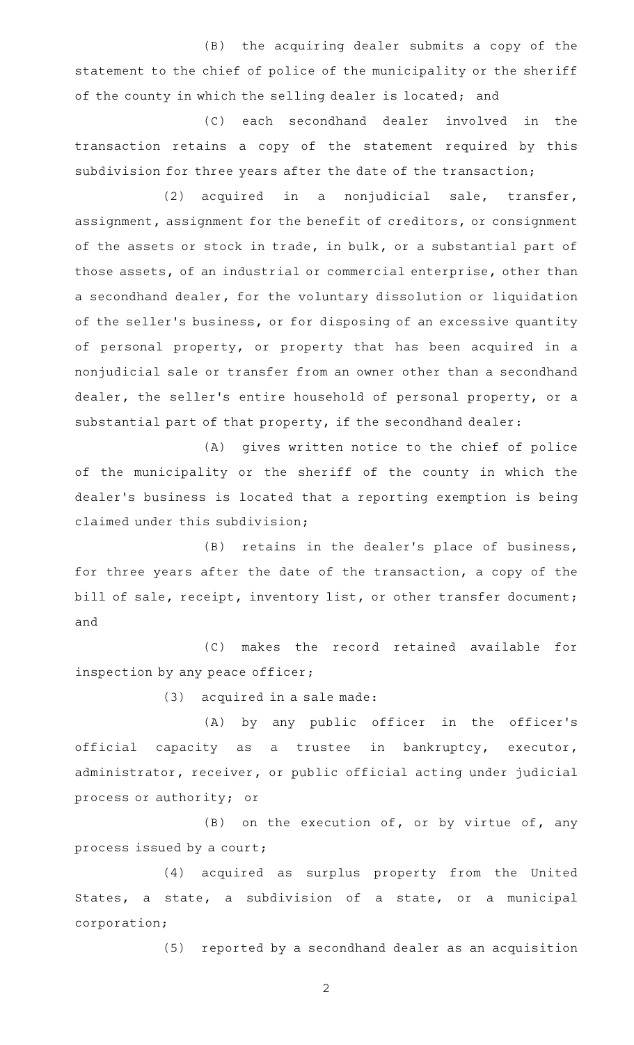(B) the acquiring dealer submits a copy of the statement to the chief of police of the municipality or the sheriff of the county in which the selling dealer is located; and

(C) each secondhand dealer involved in the transaction retains a copy of the statement required by this subdivision for three years after the date of the transaction;

(2) acquired in a nonjudicial sale, transfer, assignment, assignment for the benefit of creditors, or consignment of the assets or stock in trade, in bulk, or a substantial part of those assets, of an industrial or commercial enterprise, other than a secondhand dealer, for the voluntary dissolution or liquidation of the seller's business, or for disposing of an excessive quantity of personal property, or property that has been acquired in a nonjudicial sale or transfer from an owner other than a secondhand dealer, the seller's entire household of personal property, or a substantial part of that property, if the secondhand dealer:

(A) gives written notice to the chief of police of the municipality or the sheriff of the county in which the dealer's business is located that a reporting exemption is being claimed under this subdivision;

(B) retains in the dealer's place of business, for three years after the date of the transaction, a copy of the bill of sale, receipt, inventory list, or other transfer document; and

(C) makes the record retained available for inspection by any peace officer;

(3) acquired in a sale made:

(A) by any public officer in the officer's official capacity as a trustee in bankruptcy, executor, administrator, receiver, or public official acting under judicial process or authority; or

(B) on the execution of, or by virtue of, any process issued by a court;

(4) acquired as surplus property from the United States, a state, a subdivision of a state, or a municipal corporation;

(5) reported by a secondhand dealer as an acquisition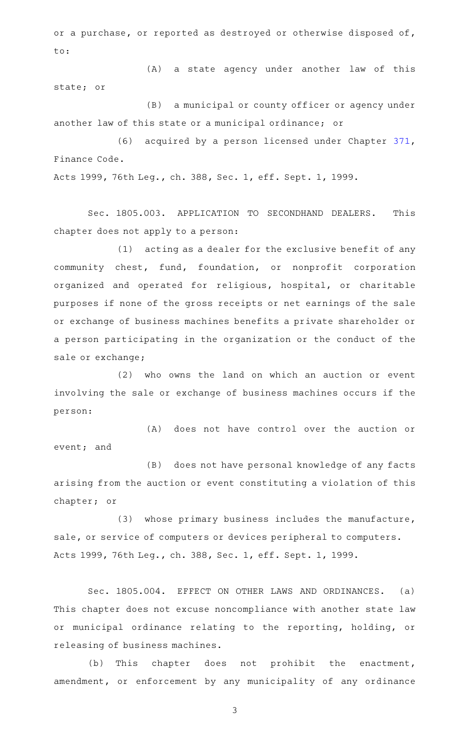or a purchase, or reported as destroyed or otherwise disposed of, to:

(A) a state agency under another law of this state; or

(B) a municipal or county officer or agency under another law of this state or a municipal ordinance; or

(6) acquired by a person licensed under Chapter 371, Finance Code.

Acts 1999, 76th Leg., ch. 388, Sec. 1, eff. Sept. 1, 1999.

Sec. 1805.003. APPLICATION TO SECONDHAND DEALERS. This chapter does not apply to a person:

(1) acting as a dealer for the exclusive benefit of any community chest, fund, foundation, or nonprofit corporation organized and operated for religious, hospital, or charitable purposes if none of the gross receipts or net earnings of the sale or exchange of business machines benefits a private shareholder or a person participating in the organization or the conduct of the sale or exchange;

(2) who owns the land on which an auction or event involving the sale or exchange of business machines occurs if the person:

(A) does not have control over the auction or event; and

(B) does not have personal knowledge of any facts arising from the auction or event constituting a violation of this chapter; or

(3) whose primary business includes the manufacture, sale, or service of computers or devices peripheral to computers.

Acts 1999, 76th Leg., ch. 388, Sec. 1, eff. Sept. 1, 1999.

Sec. 1805.004. EFFECT ON OTHER LAWS AND ORDINANCES. (a) This chapter does not excuse noncompliance with another state law or municipal ordinance relating to the reporting, holding, or releasing of business machines.

(b) This chapter does not prohibit the enactment, amendment, or enforcement by any municipality of any ordinance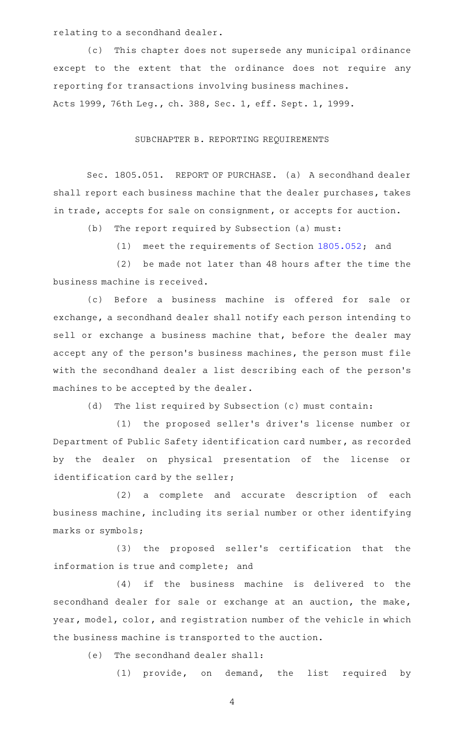relating to a secondhand dealer.

(c) This chapter does not supersede any municipal ordinance except to the extent that the ordinance does not require any reporting for transactions involving business machines.

Acts 1999, 76th Leg., ch. 388, Sec. 1, eff. Sept. 1, 1999.

## SUBCHAPTER B. REPORTING REQUIREMENTS

Sec. 1805.051. REPORT OF PURCHASE. (a) A secondhand dealer shall report each business machine that the dealer purchases, takes in trade, accepts for sale on consignment, or accepts for auction.

(b) The report required by Subsection (a) must:

(1) meet the requirements of Section 1805.052; and

(2) be made not later than 48 hours after the time the business machine is received.

(c) Before a business machine is offered for sale or exchange, a secondhand dealer shall notify each person intending to sell or exchange a business machine that, before the dealer may accept any of the person's business machines, the person must file with the secondhand dealer a list describing each of the person's machines to be accepted by the dealer.

(d) The list required by Subsection (c) must contain:

(1) the proposed seller's driver's license number or Department of Public Safety identification card number, as recorded by the dealer on physical presentation of the license or identification card by the seller;

(2) a complete and accurate description of each business machine, including its serial number or other identifying marks or symbols;

(3) the proposed seller's certification that the information is true and complete; and

(4) if the business machine is delivered to the secondhand dealer for sale or exchange at an auction, the make, year, model, color, and registration number of the vehicle in which the business machine is transported to the auction.

(e) The secondhand dealer shall:

(1) provide, on demand, the list required by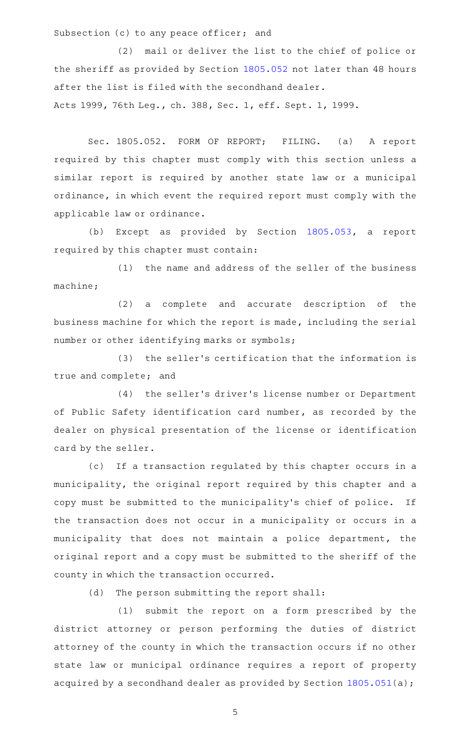Subsection (c) to any peace officer; and

(2) mail or deliver the list to the chief of police or the sheriff as provided by Section 1805.052 not later than 48 hours after the list is filed with the secondhand dealer.

Acts 1999, 76th Leg., ch. 388, Sec. 1, eff. Sept. 1, 1999.

Sec. 1805.052. FORM OF REPORT; FILING. (a) A report required by this chapter must comply with this section unless a similar report is required by another state law or a municipal ordinance, in which event the required report must comply with the applicable law or ordinance.

(b) Except as provided by Section 1805.053, a report required by this chapter must contain:

(1) the name and address of the seller of the business machine;

(2) a complete and accurate description of the business machine for which the report is made, including the serial number or other identifying marks or symbols;

(3) the seller's certification that the information is true and complete; and

(4) the seller's driver's license number or Department of Public Safety identification card number, as recorded by the dealer on physical presentation of the license or identification card by the seller.

(c) If a transaction regulated by this chapter occurs in a municipality, the original report required by this chapter and a copy must be submitted to the municipality's chief of police. If the transaction does not occur in a municipality or occurs in a municipality that does not maintain a police department, the original report and a copy must be submitted to the sheriff of the county in which the transaction occurred.

(d) The person submitting the report shall:

(1) submit the report on a form prescribed by the district attorney or person performing the duties of district attorney of the county in which the transaction occurs if no other state law or municipal ordinance requires a report of property acquired by a secondhand dealer as provided by Section 1805.051(a);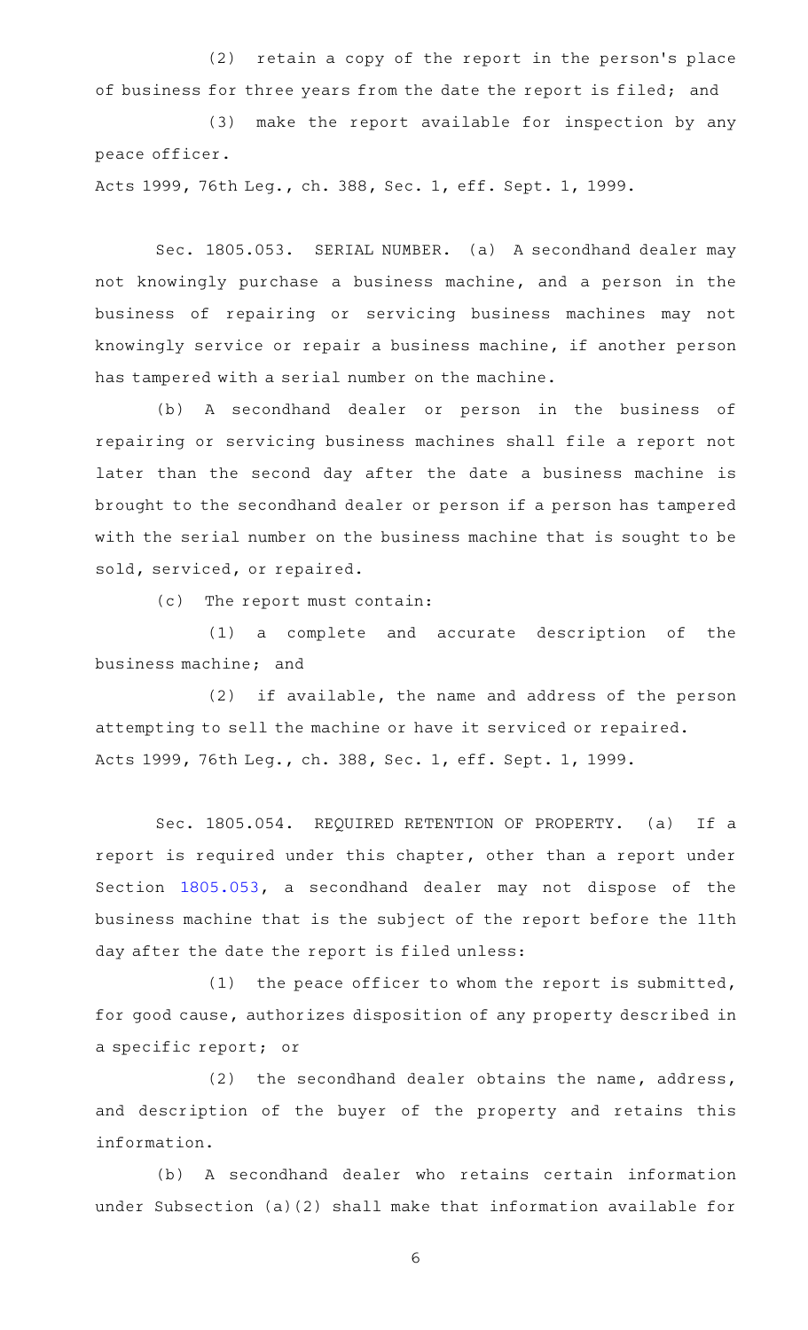(2) retain a copy of the report in the person's place of business for three years from the date the report is filed; and

(3) make the report available for inspection by any peace officer.

Acts 1999, 76th Leg., ch. 388, Sec. 1, eff. Sept. 1, 1999.

Sec. 1805.053. SERIAL NUMBER. (a) A secondhand dealer may not knowingly purchase a business machine, and a person in the business of repairing or servicing business machines may not knowingly service or repair a business machine, if another person has tampered with a serial number on the machine.

(b) A secondhand dealer or person in the business of repairing or servicing business machines shall file a report not later than the second day after the date a business machine is brought to the secondhand dealer or person if a person has tampered with the serial number on the business machine that is sought to be sold, serviced, or repaired.

(c) The report must contain:

(1) a complete and accurate description of the business machine; and

(2) if available, the name and address of the person attempting to sell the machine or have it serviced or repaired.

Acts 1999, 76th Leg., ch. 388, Sec. 1, eff. Sept. 1, 1999.

Sec. 1805.054. REQUIRED RETENTION OF PROPERTY. (a) If a report is required under this chapter, other than a report under Section 1805.053, a secondhand dealer may not dispose of the business machine that is the subject of the report before the 11th day after the date the report is filed unless:

(1) the peace officer to whom the report is submitted, for good cause, authorizes disposition of any property described in a specific report; or

(2) the secondhand dealer obtains the name, address, and description of the buyer of the property and retains this information.

(b) A secondhand dealer who retains certain information under Subsection (a)(2) shall make that information available for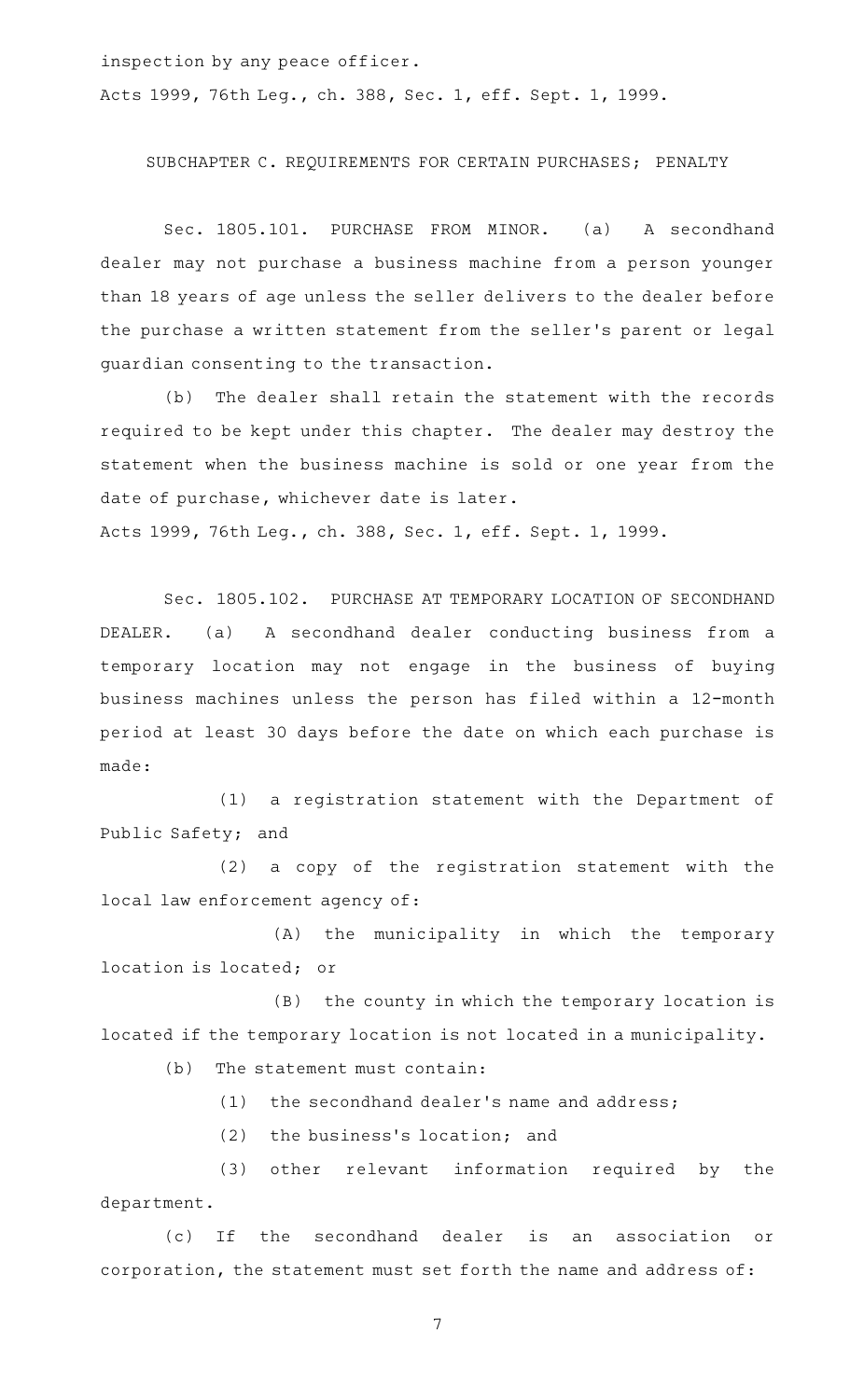inspection by any peace officer.

Acts 1999, 76th Leg., ch. 388, Sec. 1, eff. Sept. 1, 1999.

SUBCHAPTER C. REQUIREMENTS FOR CERTAIN PURCHASES; PENALTY

Sec. 1805.101. PURCHASE FROM MINOR. (a) A secondhand dealer may not purchase a business machine from a person younger than 18 years of age unless the seller delivers to the dealer before the purchase a written statement from the seller's parent or legal guardian consenting to the transaction.

(b) The dealer shall retain the statement with the records required to be kept under this chapter. The dealer may destroy the statement when the business machine is sold or one year from the date of purchase, whichever date is later.

Acts 1999, 76th Leg., ch. 388, Sec. 1, eff. Sept. 1, 1999.

Sec. 1805.102. PURCHASE AT TEMPORARY LOCATION OF SECONDHAND DEALER. (a) A secondhand dealer conducting business from a temporary location may not engage in the business of buying business machines unless the person has filed within a 12-month period at least 30 days before the date on which each purchase is made:

(1) a registration statement with the Department of Public Safety; and

(2) a copy of the registration statement with the local law enforcement agency of:

(A) the municipality in which the temporary location is located; or

(B) the county in which the temporary location is located if the temporary location is not located in a municipality.

(b) The statement must contain:

(1) the secondhand dealer's name and address;

(2) the business's location; and

(3) other relevant information required by the department.

(c) If the secondhand dealer is an association or corporation, the statement must set forth the name and address of: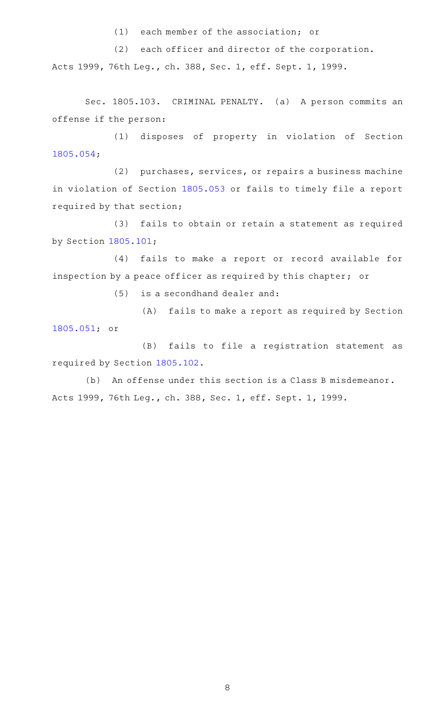(1) each member of the association; or

(2) each officer and director of the corporation.

Acts 1999, 76th Leg., ch. 388, Sec. 1, eff. Sept. 1, 1999.

Sec. 1805.103. CRIMINAL PENALTY. (a) A person commits an offense if the person:

(1) disposes of property in violation of Section 1805.054;

(2) purchases, services, or repairs a business machine in violation of Section 1805.053 or fails to timely file a report required by that section;

(3) fails to obtain or retain a statement as required by Section 1805.101;

(4) fails to make a report or record available for inspection by a peace officer as required by this chapter; or

(5) is a secondhand dealer and:

(A) fails to make a report as required by Section 1805.051; or

(B) fails to file a registration statement as required by Section 1805.102.

(b) An offense under this section is a Class B misdemeanor.

Acts 1999, 76th Leg., ch. 388, Sec. 1, eff. Sept. 1, 1999.